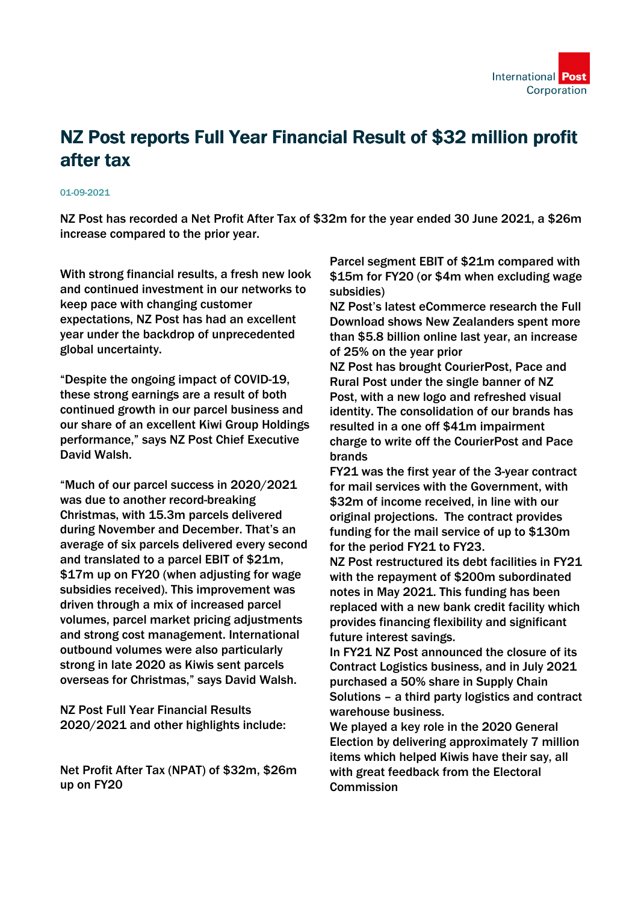International Post Corporation

# NZ Post reports Full Year Financial Result of $32 million profit after tax

01-09-2021

NZ Post has recorded a Net Profit After Tax of $32m for the year ended 30 June 2021, a $26m increase compared to the prior year.

With strong financial results, a fresh new look and continued investment in our networks to keep pace with changing customer expectations, NZ Post has had an excellent year under the backdrop of unprecedented global uncertainty.

“Despite the ongoing impact of COVID-19, these strong earnings are a result of both continued growth in our parcel business and our share of an excellent Kiwi Group Holdings performance,” says NZ Post Chief Executive David Walsh.

“Much of our parcel success in 2020/2021 was due to another record-breaking Christmas, with 15.3m parcels delivered during November and December. That’s an average of six parcels delivered every second and translated to a parcel EBIT of $21m, $17m up on FY20 (when adjusting for wage subsidies received). This improvement was driven through a mix of increased parcel volumes, parcel market pricing adjustments and strong cost management. International outbound volumes were also particularly strong in late 2020 as Kiwis sent parcels overseas for Christmas,” says David Walsh.

NZ Post Full Year Financial Results 2020/2021 and other highlights include:

Net Profit After Tax (NPAT) of $32m, $26m up on FY20

Parcel segment EBIT of $21m compared with $15m for FY20 (or $4m when excluding wage subsidies)

NZ Post’s latest eCommerce research the Full Download shows New Zealanders spent more than $5.8 billion online last year, an increase of 25% on the year prior

NZ Post has brought CourierPost, Pace and Rural Post under the single banner of NZ Post, with a new logo and refreshed visual identity. The consolidation of our brands has resulted in a one off $41m impairment charge to write off the CourierPost and Pace brands

FY21 was the first year of the 3-year contract for mail services with the Government, with $32m of income received, in line with our original projections. The contract provides funding for the mail service of up to $130m for the period FY21 to FY23.

NZ Post restructured its debt facilities in FY21 with the repayment of $200m subordinated notes in May 2021. This funding has been replaced with a new bank credit facility which provides financing flexibility and significant future interest savings.

In FY21 NZ Post announced the closure of its Contract Logistics business, and in July 2021 purchased a 50% share in Supply Chain Solutions – a third party logistics and contract warehouse business.

We played a key role in the 2020 General Election by delivering approximately 7 million items which helped Kiwis have their say, all with great feedback from the Electoral Commission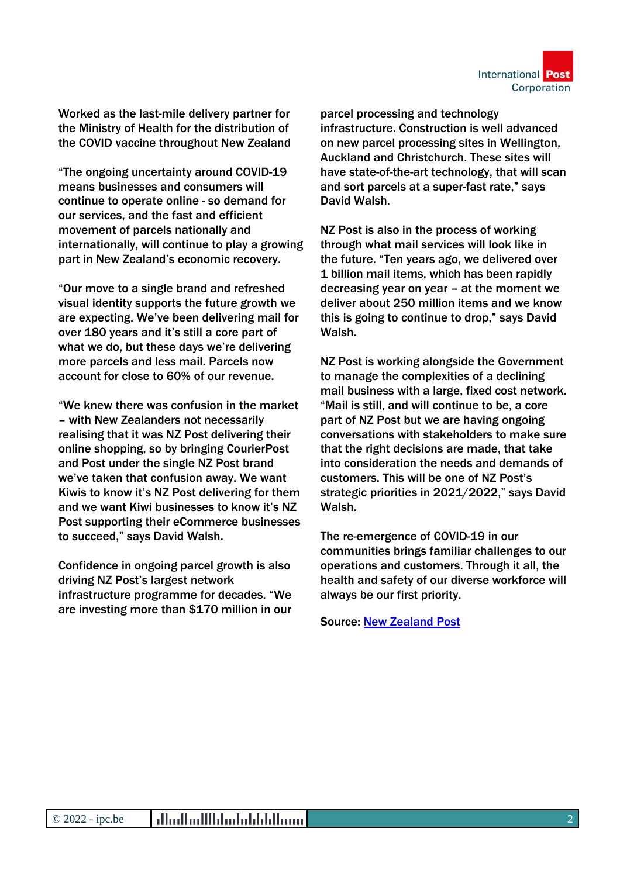Worked as the last-mile delivery partner for the Ministry of Health for the distribution of the COVID vaccine throughout New Zealand

"The ongoing uncertainty around COVID-19 means businesses and consumers will continue to operate online - so demand for our services, and the fast and efficient movement of parcels nationally and internationally, will continue to play a growing part in New Zealand's economic recovery.

"Our move to a single brand and refreshed visual identity supports the future growth we are expecting. We've been delivering mail for over 180 years and it's still a core part of what we do, but these days we're delivering more parcels and less mail. Parcels now account for close to 60% of our revenue.

"We knew there was confusion in the market – with New Zealanders not necessarily realising that it was NZ Post delivering their online shopping, so by bringing CourierPost and Post under the single NZ Post brand we've taken that confusion away. We want Kiwis to know it's NZ Post delivering for them and we want Kiwi businesses to know it's NZ Post supporting their eCommerce businesses to succeed," says David Walsh.

Confidence in ongoing parcel growth is also driving NZ Post's largest network infrastructure programme for decades. "We are investing more than $170 million in our parcel processing and technology infrastructure. Construction is well advanced on new parcel processing sites in Wellington, Auckland and Christchurch. These sites will have state-of-the-art technology, that will scan and sort parcels at a super-fast rate," says David Walsh.

NZ Post is also in the process of working through what mail services will look like in the future. "Ten years ago, we delivered over 1 billion mail items, which has been rapidly decreasing year on year – at the moment we deliver about 250 million items and we know this is going to continue to drop," says David Walsh.

NZ Post is working alongside the Government to manage the complexities of a declining mail business with a large, fixed cost network. "Mail is still, and will continue to be, a core part of NZ Post but we are having ongoing conversations with stakeholders to make sure that the right decisions are made, that take into consideration the needs and demands of customers. This will be one of NZ Post's strategic priorities in 2021/2022," says David Walsh.

The re-emergence of COVID-19 in our communities brings familiar challenges to our operations and customers. Through it all, the health and safety of our diverse workforce will always be our first priority.

Source: New Zealand Post